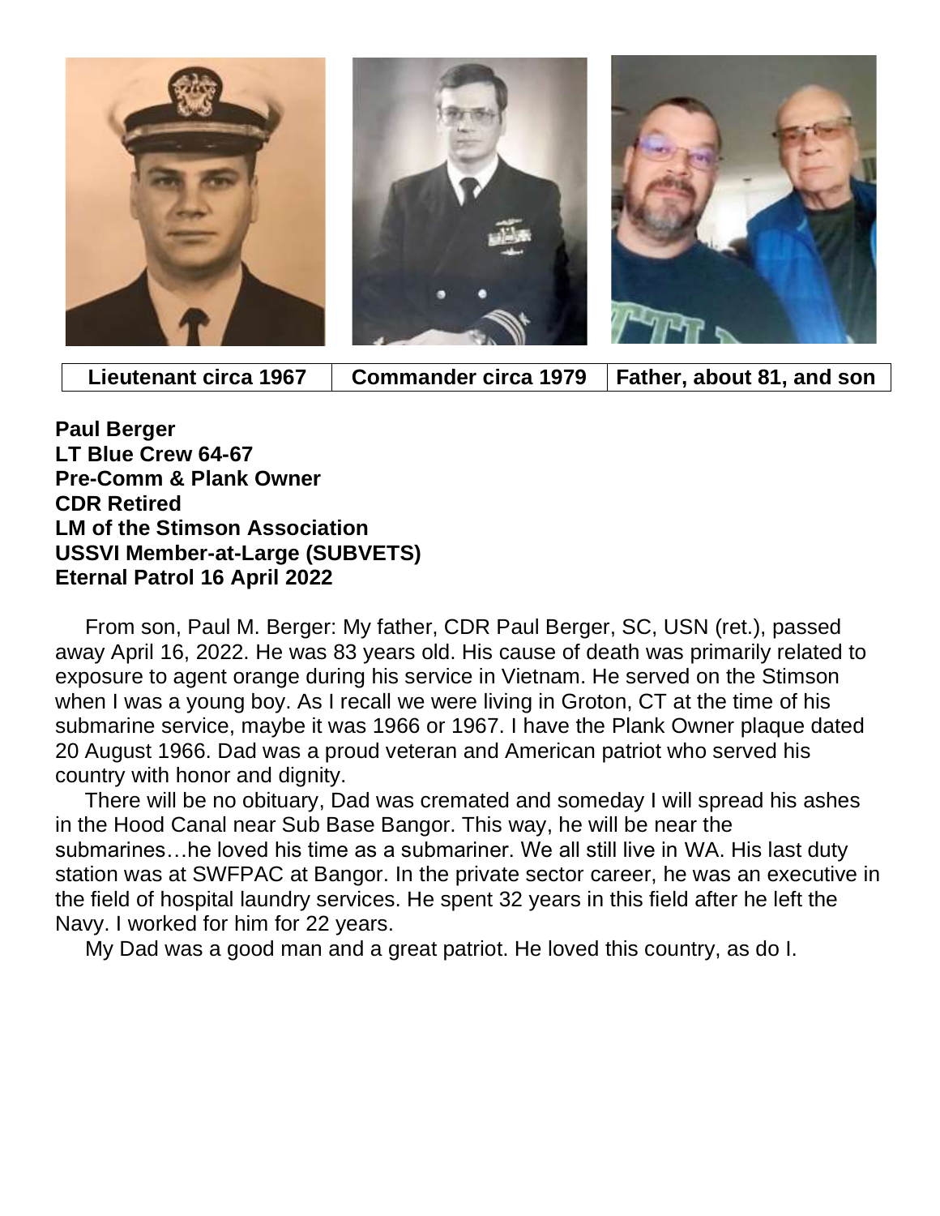| Lieutenant circa 1967 | Commander circa 1979 | Father, about 81, and son |
| --- | --- | --- |

**Paul Berger**
**LT Blue Crew 64-67**
**Pre-Comm & Plank Owner**
**CDR Retired**
**LM of the Stimson Association**
**USSVI Member-at-Large (SUBVETS)**
**Eternal Patrol 16 April 2022**

From son, Paul M. Berger: My father, CDR Paul Berger, SC, USN (ret.), passed away April 16, 2022. He was 83 years old. His cause of death was primarily related to exposure to agent orange during his service in Vietnam. He served on the Stimson when I was a young boy. As I recall we were living in Groton, CT at the time of his submarine service, maybe it was 1966 or 1967. I have the Plank Owner plaque dated 20 August 1966. Dad was a proud veteran and American patriot who served his country with honor and dignity.

There will be no obituary, Dad was cremated and someday I will spread his ashes in the Hood Canal near Sub Base Bangor. This way, he will be near the submarines…he loved his time as a submariner. We all still live in WA. His last duty station was at SWFPAC at Bangor. In the private sector career, he was an executive in the field of hospital laundry services. He spent 32 years in this field after he left the Navy. I worked for him for 22 years.

My Dad was a good man and a great patriot. He loved this country, as do I.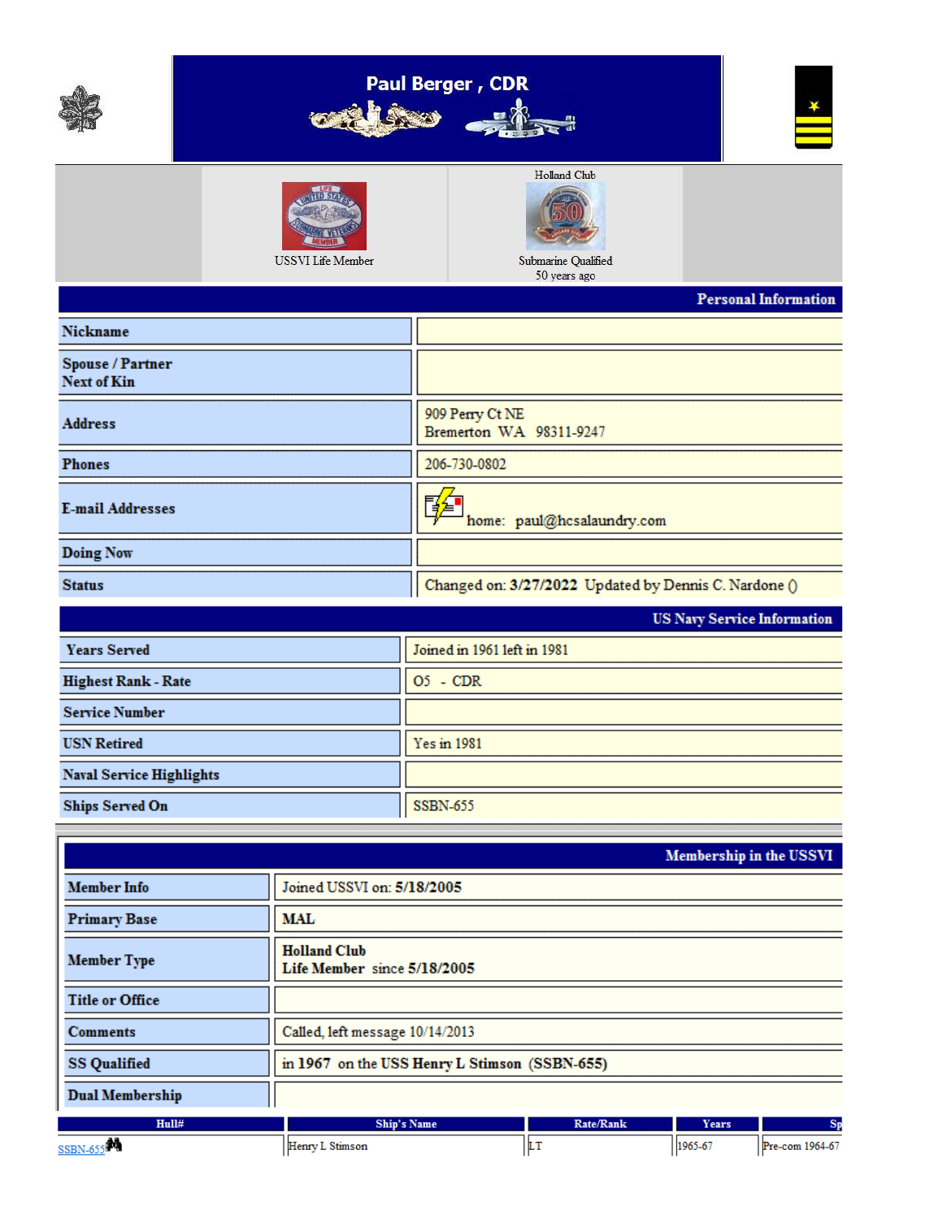# Paul Berger , CDR

USSVI Life Member

Holland Club

Submarine Qualified
50 years ago

## Personal Information

| | |
|---|---|
| Nickname | |
| Spouse / Partner<br>Next of Kin | |
| Address | 909 Perry Ct NE<br>Bremerton WA 98311-9247 |
| Phones | 206-730-0802 |
| E-mail Addresses | home: paul@hcsalaundry.com |
| Doing Now | |
| Status | Changed on: **3/27/2022** Updated by Dennis C. Nardone () |

## US Navy Service Information

| | |
|---|---|
| Years Served | Joined in 1961 left in 1981 |
| Highest Rank - Rate | O5 - CDR |
| Service Number | |
| USN Retired | Yes in 1981 |
| Naval Service Highlights | |
| Ships Served On | SSBN-655 |

## Membership in the USSVI

| | |
|---|---|
| Member Info | Joined USSVI on: **5/18/2005** |
| Primary Base | **MAL** |
| Member Type | **Holland Club**<br>**Life Member** since **5/18/2005** |
| Title or Office | |
| Comments | Called, left message 10/14/2013 |
| SS Qualified | in **1967** on the **USS Henry L Stimson (SSBN-655)** |
| Dual Membership | |

| Hull# | Ship's Name | Rate/Rank | Years | Sp |
|---|---|---|---|---|
| SSBN-655 | Henry L Stimson | LT | 1965-67 | Pre-com 1964-67 |